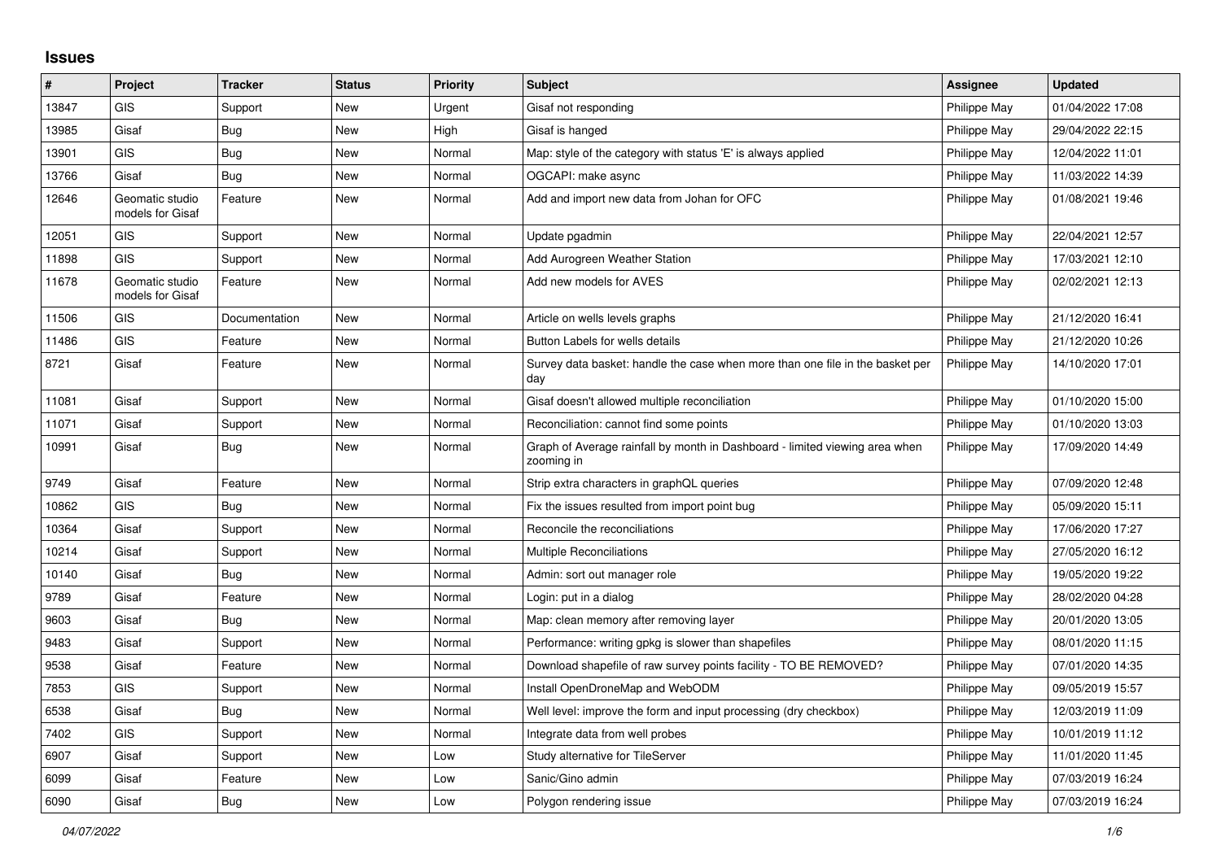## Issues

| # | Project | Tracker | Status | Priority | Subject | Assignee | Updated |
|---|---|---|---|---|---|---|---|
| 13847 | GIS | Support | New | Urgent | Gisaf not responding | Philippe May | 01/04/2022 17:08 |
| 13985 | Gisaf | Bug | New | High | Gisaf is hanged | Philippe May | 29/04/2022 22:15 |
| 13901 | GIS | Bug | New | Normal | Map: style of the category with status 'E' is always applied | Philippe May | 12/04/2022 11:01 |
| 13766 | Gisaf | Bug | New | Normal | OGCAPI: make async | Philippe May | 11/03/2022 14:39 |
| 12646 | Geomatic studio models for Gisaf | Feature | New | Normal | Add and import new data from Johan for OFC | Philippe May | 01/08/2021 19:46 |
| 12051 | GIS | Support | New | Normal | Update pgadmin | Philippe May | 22/04/2021 12:57 |
| 11898 | GIS | Support | New | Normal | Add Aurogreen Weather Station | Philippe May | 17/03/2021 12:10 |
| 11678 | Geomatic studio models for Gisaf | Feature | New | Normal | Add new models for AVES | Philippe May | 02/02/2021 12:13 |
| 11506 | GIS | Documentation | New | Normal | Article on wells levels graphs | Philippe May | 21/12/2020 16:41 |
| 11486 | GIS | Feature | New | Normal | Button Labels for wells details | Philippe May | 21/12/2020 10:26 |
| 8721 | Gisaf | Feature | New | Normal | Survey data basket: handle the case when more than one file in the basket per day | Philippe May | 14/10/2020 17:01 |
| 11081 | Gisaf | Support | New | Normal | Gisaf doesn't allowed multiple reconciliation | Philippe May | 01/10/2020 15:00 |
| 11071 | Gisaf | Support | New | Normal | Reconciliation: cannot find some points | Philippe May | 01/10/2020 13:03 |
| 10991 | Gisaf | Bug | New | Normal | Graph of Average rainfall by month in Dashboard - limited viewing area when zooming in | Philippe May | 17/09/2020 14:49 |
| 9749 | Gisaf | Feature | New | Normal | Strip extra characters in graphQL queries | Philippe May | 07/09/2020 12:48 |
| 10862 | GIS | Bug | New | Normal | Fix the issues resulted from import point bug | Philippe May | 05/09/2020 15:11 |
| 10364 | Gisaf | Support | New | Normal | Reconcile the reconciliations | Philippe May | 17/06/2020 17:27 |
| 10214 | Gisaf | Support | New | Normal | Multiple Reconciliations | Philippe May | 27/05/2020 16:12 |
| 10140 | Gisaf | Bug | New | Normal | Admin: sort out manager role | Philippe May | 19/05/2020 19:22 |
| 9789 | Gisaf | Feature | New | Normal | Login: put in a dialog | Philippe May | 28/02/2020 04:28 |
| 9603 | Gisaf | Bug | New | Normal | Map: clean memory after removing layer | Philippe May | 20/01/2020 13:05 |
| 9483 | Gisaf | Support | New | Normal | Performance: writing gpkg is slower than shapefiles | Philippe May | 08/01/2020 11:15 |
| 9538 | Gisaf | Feature | New | Normal | Download shapefile of raw survey points facility - TO BE REMOVED? | Philippe May | 07/01/2020 14:35 |
| 7853 | GIS | Support | New | Normal | Install OpenDroneMap and WebODM | Philippe May | 09/05/2019 15:57 |
| 6538 | Gisaf | Bug | New | Normal | Well level: improve the form and input processing (dry checkbox) | Philippe May | 12/03/2019 11:09 |
| 7402 | GIS | Support | New | Normal | Integrate data from well probes | Philippe May | 10/01/2019 11:12 |
| 6907 | Gisaf | Support | New | Low | Study alternative for TileServer | Philippe May | 11/01/2020 11:45 |
| 6099 | Gisaf | Feature | New | Low | Sanic/Gino admin | Philippe May | 07/03/2019 16:24 |
| 6090 | Gisaf | Bug | New | Low | Polygon rendering issue | Philippe May | 07/03/2019 16:24 |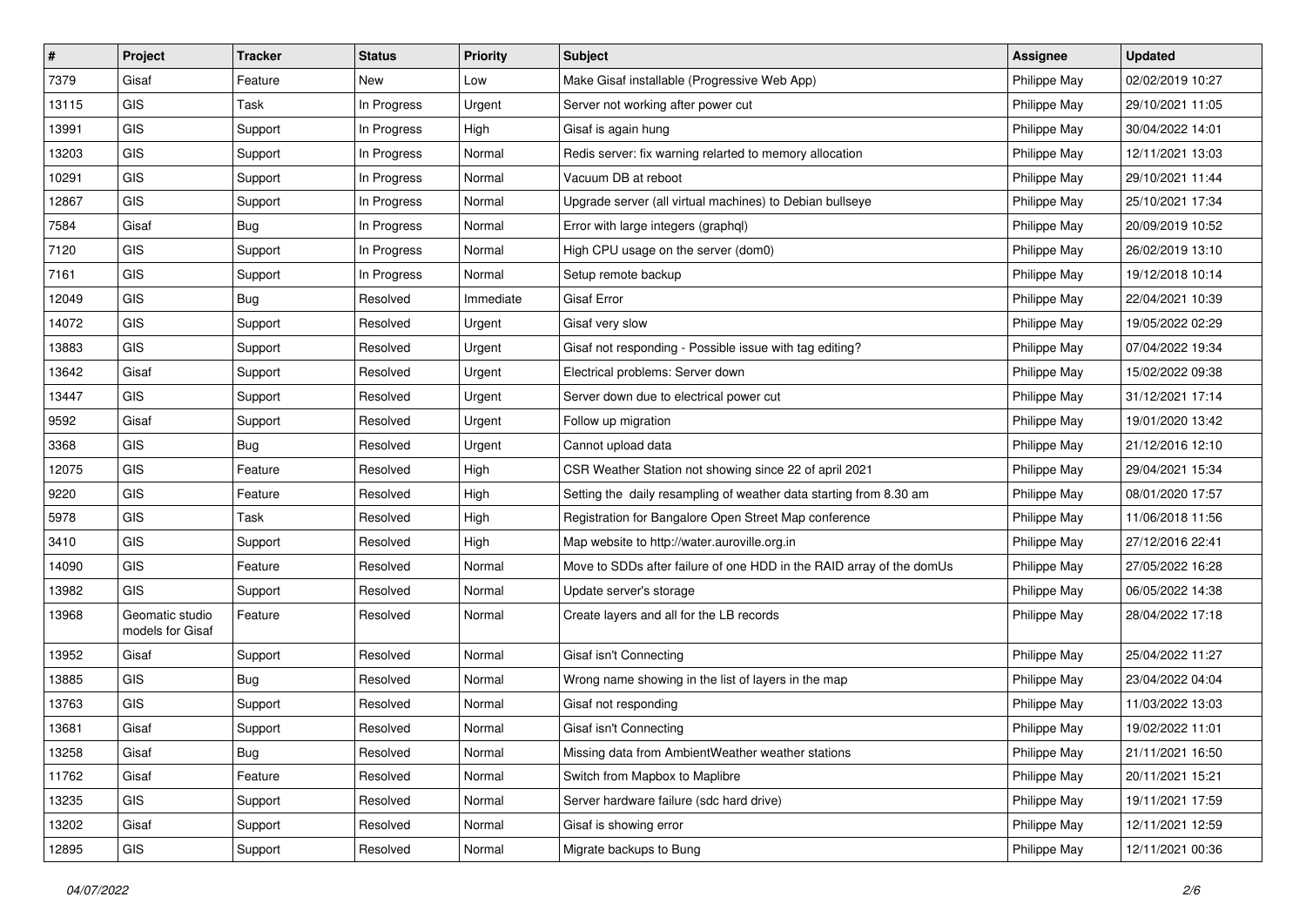| # | Project | Tracker | Status | Priority | Subject | Assignee | Updated |
|---|---|---|---|---|---|---|---|
| 7379 | Gisaf | Feature | New | Low | Make Gisaf installable (Progressive Web App) | Philippe May | 02/02/2019 10:27 |
| 13115 | GIS | Task | In Progress | Urgent | Server not working after power cut | Philippe May | 29/10/2021 11:05 |
| 13991 | GIS | Support | In Progress | High | Gisaf is again hung | Philippe May | 30/04/2022 14:01 |
| 13203 | GIS | Support | In Progress | Normal | Redis server: fix warning relarted to memory allocation | Philippe May | 12/11/2021 13:03 |
| 10291 | GIS | Support | In Progress | Normal | Vacuum DB at reboot | Philippe May | 29/10/2021 11:44 |
| 12867 | GIS | Support | In Progress | Normal | Upgrade server (all virtual machines) to Debian bullseye | Philippe May | 25/10/2021 17:34 |
| 7584 | Gisaf | Bug | In Progress | Normal | Error with large integers (graphql) | Philippe May | 20/09/2019 10:52 |
| 7120 | GIS | Support | In Progress | Normal | High CPU usage on the server (dom0) | Philippe May | 26/02/2019 13:10 |
| 7161 | GIS | Support | In Progress | Normal | Setup remote backup | Philippe May | 19/12/2018 10:14 |
| 12049 | GIS | Bug | Resolved | Immediate | Gisaf Error | Philippe May | 22/04/2021 10:39 |
| 14072 | GIS | Support | Resolved | Urgent | Gisaf very slow | Philippe May | 19/05/2022 02:29 |
| 13883 | GIS | Support | Resolved | Urgent | Gisaf not responding - Possible issue with tag editing? | Philippe May | 07/04/2022 19:34 |
| 13642 | Gisaf | Support | Resolved | Urgent | Electrical problems: Server down | Philippe May | 15/02/2022 09:38 |
| 13447 | GIS | Support | Resolved | Urgent | Server down due to electrical power cut | Philippe May | 31/12/2021 17:14 |
| 9592 | Gisaf | Support | Resolved | Urgent | Follow up migration | Philippe May | 19/01/2020 13:42 |
| 3368 | GIS | Bug | Resolved | Urgent | Cannot upload data | Philippe May | 21/12/2016 12:10 |
| 12075 | GIS | Feature | Resolved | High | CSR Weather Station not showing since 22 of april 2021 | Philippe May | 29/04/2021 15:34 |
| 9220 | GIS | Feature | Resolved | High | Setting the daily resampling of weather data starting from 8.30 am | Philippe May | 08/01/2020 17:57 |
| 5978 | GIS | Task | Resolved | High | Registration for Bangalore Open Street Map conference | Philippe May | 11/06/2018 11:56 |
| 3410 | GIS | Support | Resolved | High | Map website to http://water.auroville.org.in | Philippe May | 27/12/2016 22:41 |
| 14090 | GIS | Feature | Resolved | Normal | Move to SDDs after failure of one HDD in the RAID array of the domUs | Philippe May | 27/05/2022 16:28 |
| 13982 | GIS | Support | Resolved | Normal | Update server's storage | Philippe May | 06/05/2022 14:38 |
| 13968 | Geomatic studio models for Gisaf | Feature | Resolved | Normal | Create layers and all for the LB records | Philippe May | 28/04/2022 17:18 |
| 13952 | Gisaf | Support | Resolved | Normal | Gisaf isn't Connecting | Philippe May | 25/04/2022 11:27 |
| 13885 | GIS | Bug | Resolved | Normal | Wrong name showing in the list of layers in the map | Philippe May | 23/04/2022 04:04 |
| 13763 | GIS | Support | Resolved | Normal | Gisaf not responding | Philippe May | 11/03/2022 13:03 |
| 13681 | Gisaf | Support | Resolved | Normal | Gisaf isn't Connecting | Philippe May | 19/02/2022 11:01 |
| 13258 | Gisaf | Bug | Resolved | Normal | Missing data from AmbientWeather weather stations | Philippe May | 21/11/2021 16:50 |
| 11762 | Gisaf | Feature | Resolved | Normal | Switch from Mapbox to Maplibre | Philippe May | 20/11/2021 15:21 |
| 13235 | GIS | Support | Resolved | Normal | Server hardware failure (sdc hard drive) | Philippe May | 19/11/2021 17:59 |
| 13202 | Gisaf | Support | Resolved | Normal | Gisaf is showing error | Philippe May | 12/11/2021 12:59 |
| 12895 | GIS | Support | Resolved | Normal | Migrate backups to Bung | Philippe May | 12/11/2021 00:36 |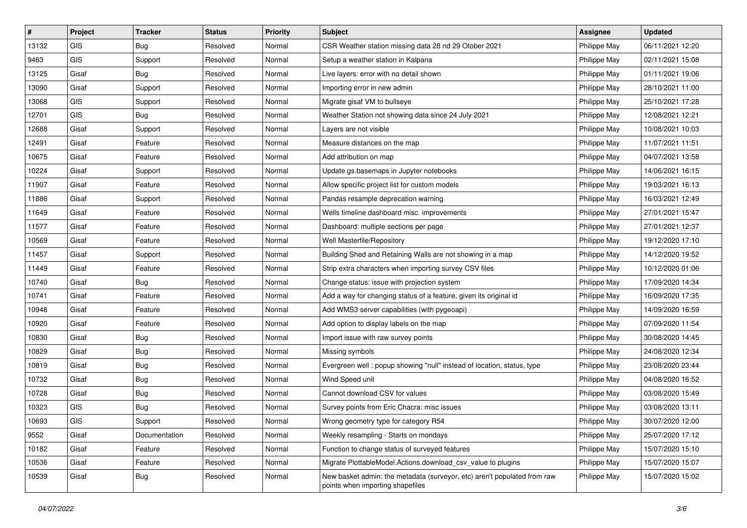| # | Project | Tracker | Status | Priority | Subject | Assignee | Updated |
|---|---|---|---|---|---|---|---|
| 13132 | GIS | Bug | Resolved | Normal | CSR Weather station missing data 28 nd 29 Otober 2021 | Philippe May | 06/11/2021 12:20 |
| 9463 | GIS | Support | Resolved | Normal | Setup a weather station in Kalpana | Philippe May | 02/11/2021 15:08 |
| 13125 | Gisaf | Bug | Resolved | Normal | Live layers: error with no detail shown | Philippe May | 01/11/2021 19:06 |
| 13090 | Gisaf | Support | Resolved | Normal | Importing error in new admin | Philippe May | 28/10/2021 11:00 |
| 13068 | GIS | Support | Resolved | Normal | Migrate gisaf VM to bullseye | Philippe May | 25/10/2021 17:28 |
| 12701 | GIS | Bug | Resolved | Normal | Weather Station not showing data since 24 July 2021 | Philippe May | 12/08/2021 12:21 |
| 12688 | Gisaf | Support | Resolved | Normal | Layers are not visible | Philippe May | 10/08/2021 10:03 |
| 12491 | Gisaf | Feature | Resolved | Normal | Measure distances on the map | Philippe May | 11/07/2021 11:51 |
| 10675 | Gisaf | Feature | Resolved | Normal | Add attribution on map | Philippe May | 04/07/2021 13:58 |
| 10224 | Gisaf | Support | Resolved | Normal | Update gs.basemaps in Jupyter notebooks | Philippe May | 14/06/2021 16:15 |
| 11907 | Gisaf | Feature | Resolved | Normal | Allow specific project list for custom models | Philippe May | 19/03/2021 16:13 |
| 11886 | Gisaf | Support | Resolved | Normal | Pandas resample deprecation warning | Philippe May | 16/03/2021 12:49 |
| 11649 | Gisaf | Feature | Resolved | Normal | Wells timeline dashboard misc. improvements | Philippe May | 27/01/2021 15:47 |
| 11577 | Gisaf | Feature | Resolved | Normal | Dashboard: multiple sections per page | Philippe May | 27/01/2021 12:37 |
| 10569 | Gisaf | Feature | Resolved | Normal | Well Masterfile/Repository | Philippe May | 19/12/2020 17:10 |
| 11457 | Gisaf | Support | Resolved | Normal | Building Shed and Retaining Walls are not showing in a map | Philippe May | 14/12/2020 19:52 |
| 11449 | Gisaf | Feature | Resolved | Normal | Strip extra characters when importing survey CSV files | Philippe May | 10/12/2020 01:06 |
| 10740 | Gisaf | Bug | Resolved | Normal | Change status: issue with projection system | Philippe May | 17/09/2020 14:34 |
| 10741 | Gisaf | Feature | Resolved | Normal | Add a way for changing status of a feature, given its original id | Philippe May | 16/09/2020 17:35 |
| 10948 | Gisaf | Feature | Resolved | Normal | Add WMS3 server capabilities (with pygeoapi) | Philippe May | 14/09/2020 16:59 |
| 10920 | Gisaf | Feature | Resolved | Normal | Add option to display labels on the map | Philippe May | 07/09/2020 11:54 |
| 10830 | Gisaf | Bug | Resolved | Normal | Import issue with raw survey points | Philippe May | 30/08/2020 14:45 |
| 10829 | Gisaf | Bug | Resolved | Normal | Missing symbols | Philippe May | 24/08/2020 12:34 |
| 10819 | Gisaf | Bug | Resolved | Normal | Evergreen well : popup showing "null" instead of location, status, type | Philippe May | 23/08/2020 23:44 |
| 10732 | Gisaf | Bug | Resolved | Normal | Wind Speed unit | Philippe May | 04/08/2020 16:52 |
| 10728 | Gisaf | Bug | Resolved | Normal | Cannot download CSV for values | Philippe May | 03/08/2020 15:49 |
| 10323 | GIS | Bug | Resolved | Normal | Survey points from Eric Chacra: misc issues | Philippe May | 03/08/2020 13:11 |
| 10693 | GIS | Support | Resolved | Normal | Wrong geometry type for category R54 | Philippe May | 30/07/2020 12:00 |
| 9552 | Gisaf | Documentation | Resolved | Normal | Weekly resampling - Starts on mondays | Philippe May | 25/07/2020 17:12 |
| 10182 | Gisaf | Feature | Resolved | Normal | Function to change status of surveyed features | Philippe May | 15/07/2020 15:10 |
| 10536 | Gisaf | Feature | Resolved | Normal | Migrate PlottableModel.Actions.download_csv_value to plugins | Philippe May | 15/07/2020 15:07 |
| 10539 | Gisaf | Bug | Resolved | Normal | New basket admin: the metadata (surveyor, etc) aren't populated from raw points when importing shapefiles | Philippe May | 15/07/2020 15:02 |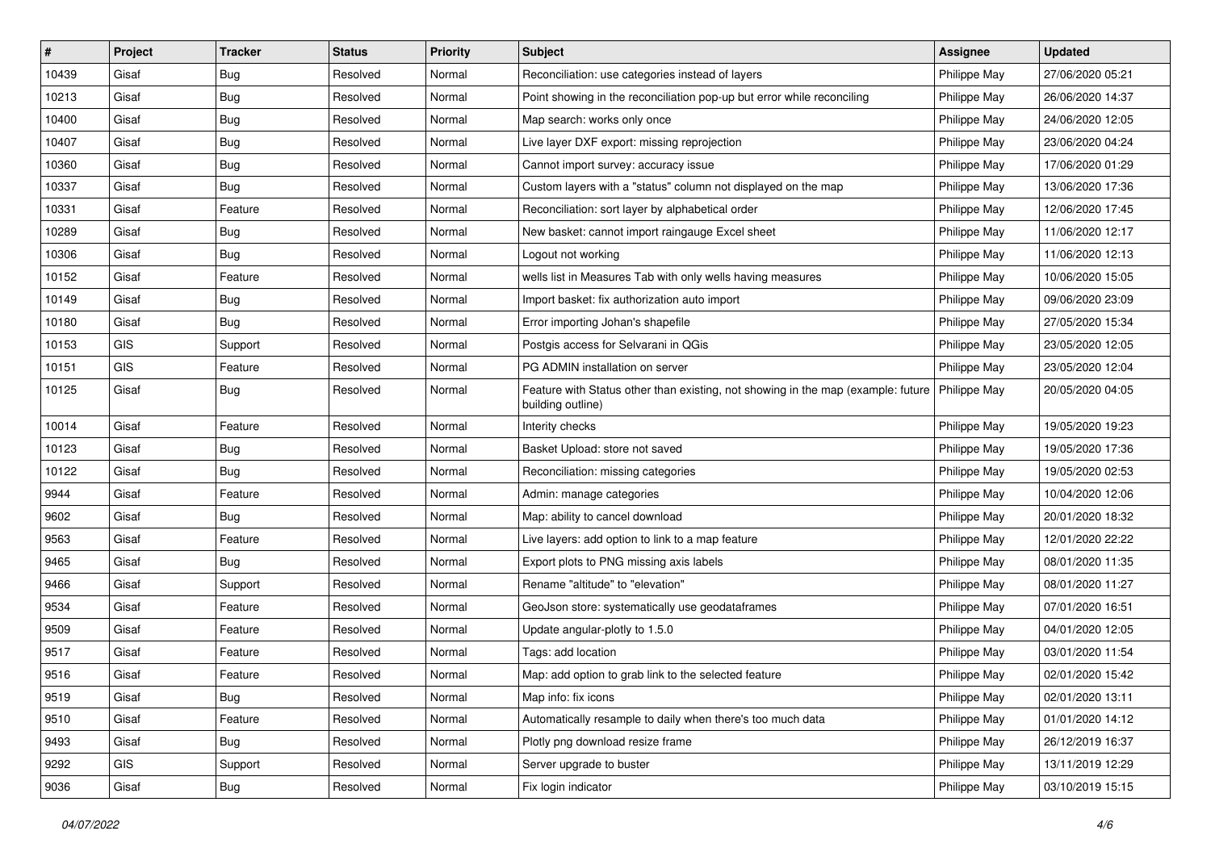| # | Project | Tracker | Status | Priority | Subject | Assignee | Updated |
|---|---|---|---|---|---|---|---|
| 10439 | Gisaf | Bug | Resolved | Normal | Reconciliation: use categories instead of layers | Philippe May | 27/06/2020 05:21 |
| 10213 | Gisaf | Bug | Resolved | Normal | Point showing in the reconciliation pop-up but error while reconciling | Philippe May | 26/06/2020 14:37 |
| 10400 | Gisaf | Bug | Resolved | Normal | Map search: works only once | Philippe May | 24/06/2020 12:05 |
| 10407 | Gisaf | Bug | Resolved | Normal | Live layer DXF export: missing reprojection | Philippe May | 23/06/2020 04:24 |
| 10360 | Gisaf | Bug | Resolved | Normal | Cannot import survey: accuracy issue | Philippe May | 17/06/2020 01:29 |
| 10337 | Gisaf | Bug | Resolved | Normal | Custom layers with a "status" column not displayed on the map | Philippe May | 13/06/2020 17:36 |
| 10331 | Gisaf | Feature | Resolved | Normal | Reconciliation: sort layer by alphabetical order | Philippe May | 12/06/2020 17:45 |
| 10289 | Gisaf | Bug | Resolved | Normal | New basket: cannot import raingauge Excel sheet | Philippe May | 11/06/2020 12:17 |
| 10306 | Gisaf | Bug | Resolved | Normal | Logout not working | Philippe May | 11/06/2020 12:13 |
| 10152 | Gisaf | Feature | Resolved | Normal | wells list in Measures Tab with only wells having measures | Philippe May | 10/06/2020 15:05 |
| 10149 | Gisaf | Bug | Resolved | Normal | Import basket: fix authorization auto import | Philippe May | 09/06/2020 23:09 |
| 10180 | Gisaf | Bug | Resolved | Normal | Error importing Johan's shapefile | Philippe May | 27/05/2020 15:34 |
| 10153 | GIS | Support | Resolved | Normal | Postgis access for Selvarani in QGis | Philippe May | 23/05/2020 12:05 |
| 10151 | GIS | Feature | Resolved | Normal | PG ADMIN installation on server | Philippe May | 23/05/2020 12:04 |
| 10125 | Gisaf | Bug | Resolved | Normal | Feature with Status other than existing, not showing in the map (example: future building outline) | Philippe May | 20/05/2020 04:05 |
| 10014 | Gisaf | Feature | Resolved | Normal | Interity checks | Philippe May | 19/05/2020 19:23 |
| 10123 | Gisaf | Bug | Resolved | Normal | Basket Upload: store not saved | Philippe May | 19/05/2020 17:36 |
| 10122 | Gisaf | Bug | Resolved | Normal | Reconciliation: missing categories | Philippe May | 19/05/2020 02:53 |
| 9944 | Gisaf | Feature | Resolved | Normal | Admin: manage categories | Philippe May | 10/04/2020 12:06 |
| 9602 | Gisaf | Bug | Resolved | Normal | Map: ability to cancel download | Philippe May | 20/01/2020 18:32 |
| 9563 | Gisaf | Feature | Resolved | Normal | Live layers: add option to link to a map feature | Philippe May | 12/01/2020 22:22 |
| 9465 | Gisaf | Bug | Resolved | Normal | Export plots to PNG missing axis labels | Philippe May | 08/01/2020 11:35 |
| 9466 | Gisaf | Support | Resolved | Normal | Rename "altitude" to "elevation" | Philippe May | 08/01/2020 11:27 |
| 9534 | Gisaf | Feature | Resolved | Normal | GeoJson store: systematically use geodataframes | Philippe May | 07/01/2020 16:51 |
| 9509 | Gisaf | Feature | Resolved | Normal | Update angular-plotly to 1.5.0 | Philippe May | 04/01/2020 12:05 |
| 9517 | Gisaf | Feature | Resolved | Normal | Tags: add location | Philippe May | 03/01/2020 11:54 |
| 9516 | Gisaf | Feature | Resolved | Normal | Map: add option to grab link to the selected feature | Philippe May | 02/01/2020 15:42 |
| 9519 | Gisaf | Bug | Resolved | Normal | Map info: fix icons | Philippe May | 02/01/2020 13:11 |
| 9510 | Gisaf | Feature | Resolved | Normal | Automatically resample to daily when there's too much data | Philippe May | 01/01/2020 14:12 |
| 9493 | Gisaf | Bug | Resolved | Normal | Plotly png download resize frame | Philippe May | 26/12/2019 16:37 |
| 9292 | GIS | Support | Resolved | Normal | Server upgrade to buster | Philippe May | 13/11/2019 12:29 |
| 9036 | Gisaf | Bug | Resolved | Normal | Fix login indicator | Philippe May | 03/10/2019 15:15 |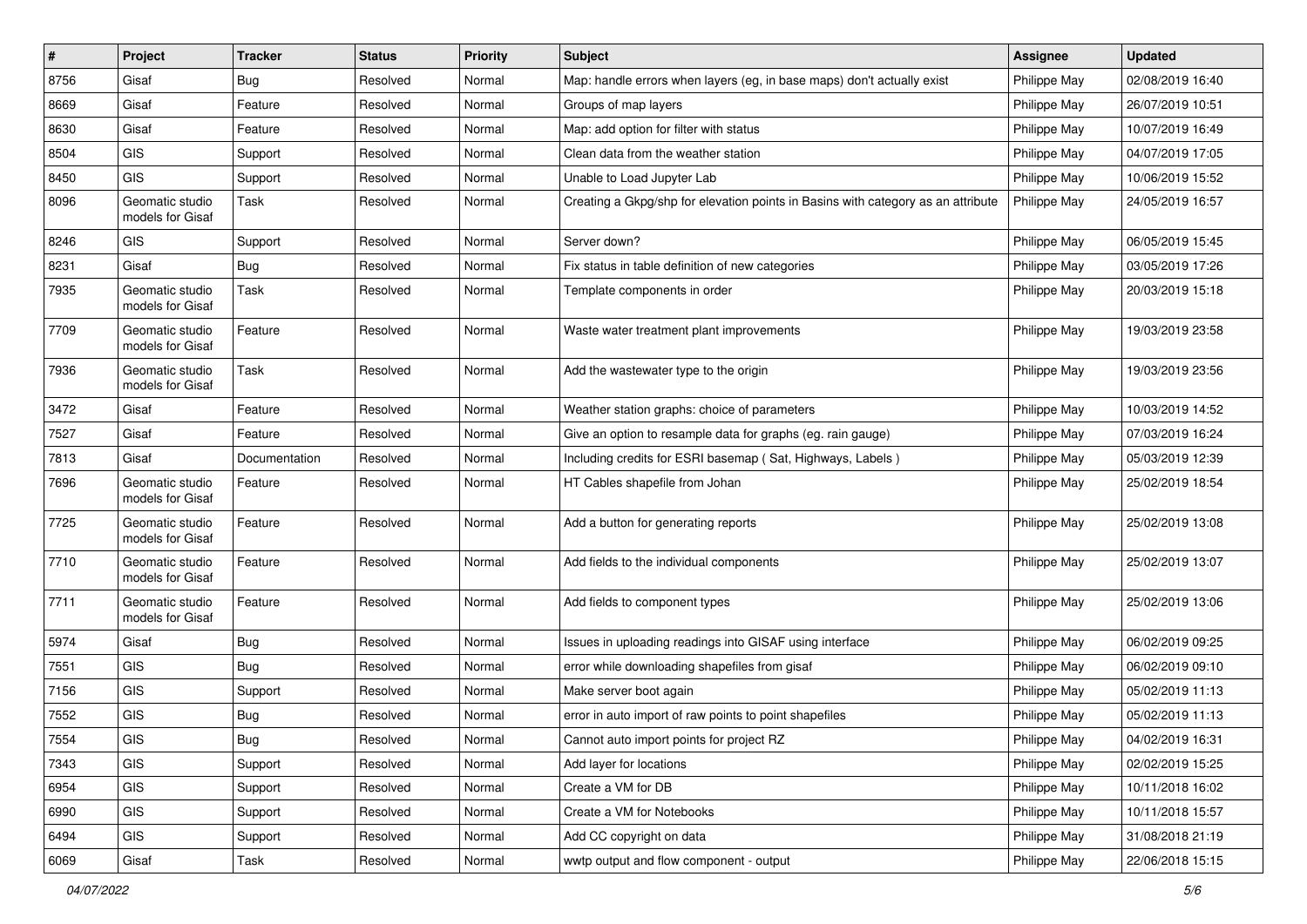| # | Project | Tracker | Status | Priority | Subject | Assignee | Updated |
|---|---|---|---|---|---|---|---|
| 8756 | Gisaf | Bug | Resolved | Normal | Map: handle errors when layers (eg, in base maps) don't actually exist | Philippe May | 02/08/2019 16:40 |
| 8669 | Gisaf | Feature | Resolved | Normal | Groups of map layers | Philippe May | 26/07/2019 10:51 |
| 8630 | Gisaf | Feature | Resolved | Normal | Map: add option for filter with status | Philippe May | 10/07/2019 16:49 |
| 8504 | GIS | Support | Resolved | Normal | Clean data from the weather station | Philippe May | 04/07/2019 17:05 |
| 8450 | GIS | Support | Resolved | Normal | Unable to Load Jupyter Lab | Philippe May | 10/06/2019 15:52 |
| 8096 | Geomatic studio models for Gisaf | Task | Resolved | Normal | Creating a Gkpg/shp for elevation points in Basins with category as an attribute | Philippe May | 24/05/2019 16:57 |
| 8246 | GIS | Support | Resolved | Normal | Server down? | Philippe May | 06/05/2019 15:45 |
| 8231 | Gisaf | Bug | Resolved | Normal | Fix status in table definition of new categories | Philippe May | 03/05/2019 17:26 |
| 7935 | Geomatic studio models for Gisaf | Task | Resolved | Normal | Template components in order | Philippe May | 20/03/2019 15:18 |
| 7709 | Geomatic studio models for Gisaf | Feature | Resolved | Normal | Waste water treatment plant improvements | Philippe May | 19/03/2019 23:58 |
| 7936 | Geomatic studio models for Gisaf | Task | Resolved | Normal | Add the wastewater type to the origin | Philippe May | 19/03/2019 23:56 |
| 3472 | Gisaf | Feature | Resolved | Normal | Weather station graphs: choice of parameters | Philippe May | 10/03/2019 14:52 |
| 7527 | Gisaf | Feature | Resolved | Normal | Give an option to resample data for graphs (eg. rain gauge) | Philippe May | 07/03/2019 16:24 |
| 7813 | Gisaf | Documentation | Resolved | Normal | Including credits for ESRI basemap ( Sat, Highways, Labels ) | Philippe May | 05/03/2019 12:39 |
| 7696 | Geomatic studio models for Gisaf | Feature | Resolved | Normal | HT Cables shapefile from Johan | Philippe May | 25/02/2019 18:54 |
| 7725 | Geomatic studio models for Gisaf | Feature | Resolved | Normal | Add a button for generating reports | Philippe May | 25/02/2019 13:08 |
| 7710 | Geomatic studio models for Gisaf | Feature | Resolved | Normal | Add fields to the individual components | Philippe May | 25/02/2019 13:07 |
| 7711 | Geomatic studio models for Gisaf | Feature | Resolved | Normal | Add fields to component types | Philippe May | 25/02/2019 13:06 |
| 5974 | Gisaf | Bug | Resolved | Normal | Issues in uploading readings into GISAF using interface | Philippe May | 06/02/2019 09:25 |
| 7551 | GIS | Bug | Resolved | Normal | error while downloading shapefiles from gisaf | Philippe May | 06/02/2019 09:10 |
| 7156 | GIS | Support | Resolved | Normal | Make server boot again | Philippe May | 05/02/2019 11:13 |
| 7552 | GIS | Bug | Resolved | Normal | error in auto import of raw points to point shapefiles | Philippe May | 05/02/2019 11:13 |
| 7554 | GIS | Bug | Resolved | Normal | Cannot auto import points for project RZ | Philippe May | 04/02/2019 16:31 |
| 7343 | GIS | Support | Resolved | Normal | Add layer for locations | Philippe May | 02/02/2019 15:25 |
| 6954 | GIS | Support | Resolved | Normal | Create a VM for DB | Philippe May | 10/11/2018 16:02 |
| 6990 | GIS | Support | Resolved | Normal | Create a VM for Notebooks | Philippe May | 10/11/2018 15:57 |
| 6494 | GIS | Support | Resolved | Normal | Add CC copyright on data | Philippe May | 31/08/2018 21:19 |
| 6069 | Gisaf | Task | Resolved | Normal | wwtp output and flow component - output | Philippe May | 22/06/2018 15:15 |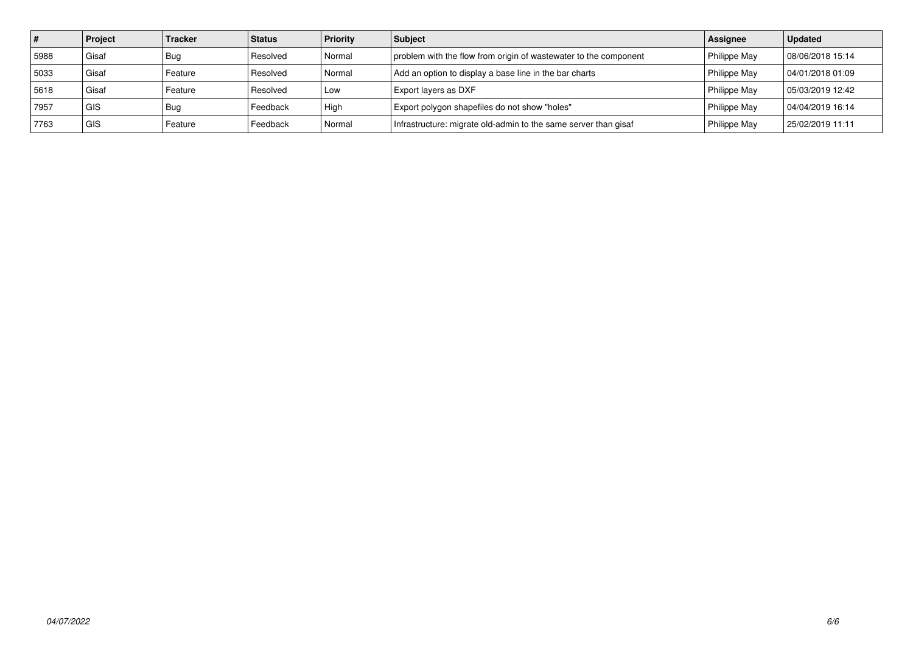| # | Project | Tracker | Status | Priority | Subject | Assignee | Updated |
|---|---|---|---|---|---|---|---|
| 5988 | Gisaf | Bug | Resolved | Normal | problem with the flow from origin of wastewater to the component | Philippe May | 08/06/2018 15:14 |
| 5033 | Gisaf | Feature | Resolved | Normal | Add an option to display a base line in the bar charts | Philippe May | 04/01/2018 01:09 |
| 5618 | Gisaf | Feature | Resolved | Low | Export layers as DXF | Philippe May | 05/03/2019 12:42 |
| 7957 | GIS | Bug | Feedback | High | Export polygon shapefiles do not show "holes" | Philippe May | 04/04/2019 16:14 |
| 7763 | GIS | Feature | Feedback | Normal | Infrastructure: migrate old-admin to the same server than gisaf | Philippe May | 25/02/2019 11:11 |